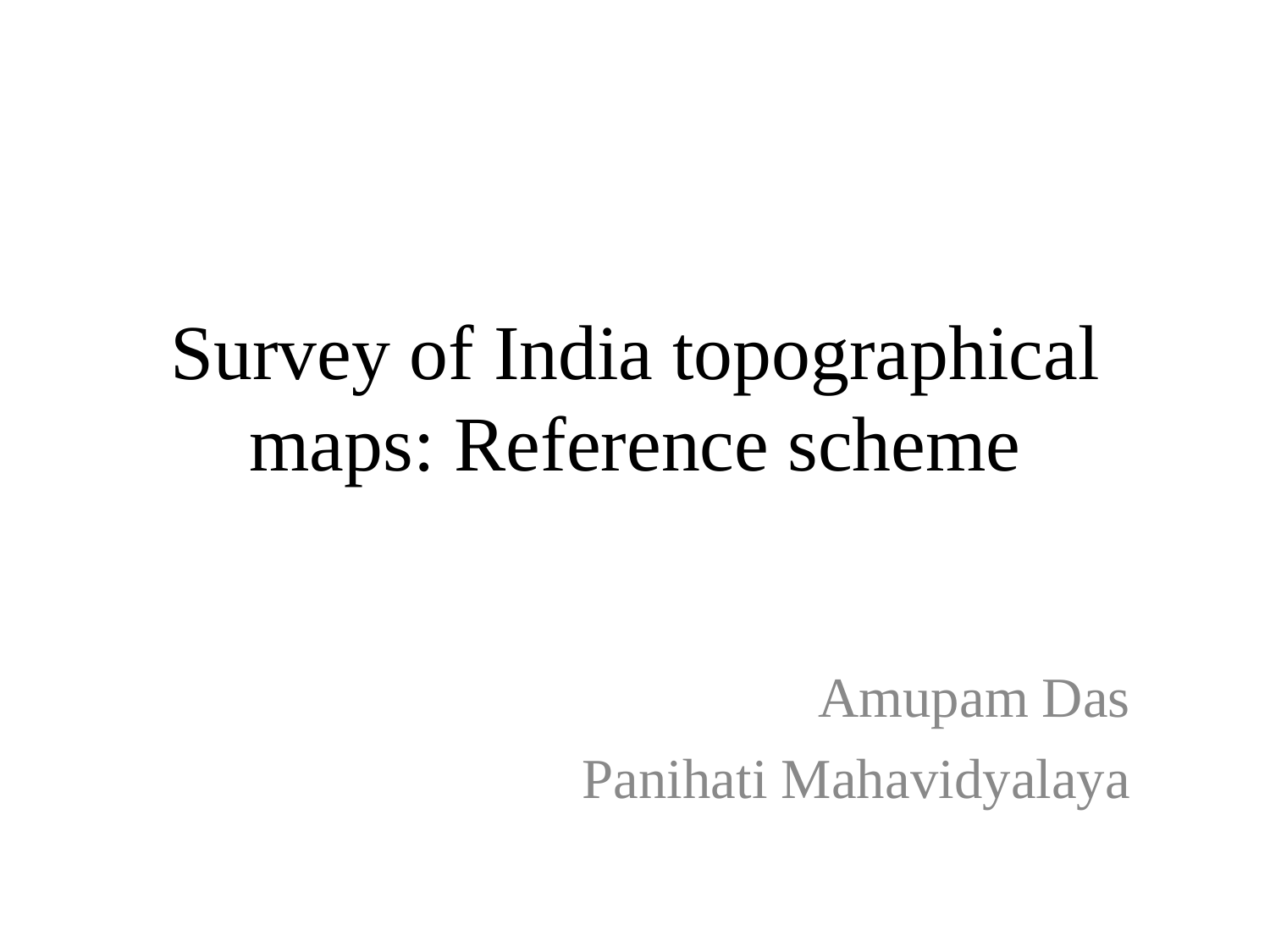# Survey of India topographical maps: Reference scheme

Amupam Das

Panihati Mahavidyalaya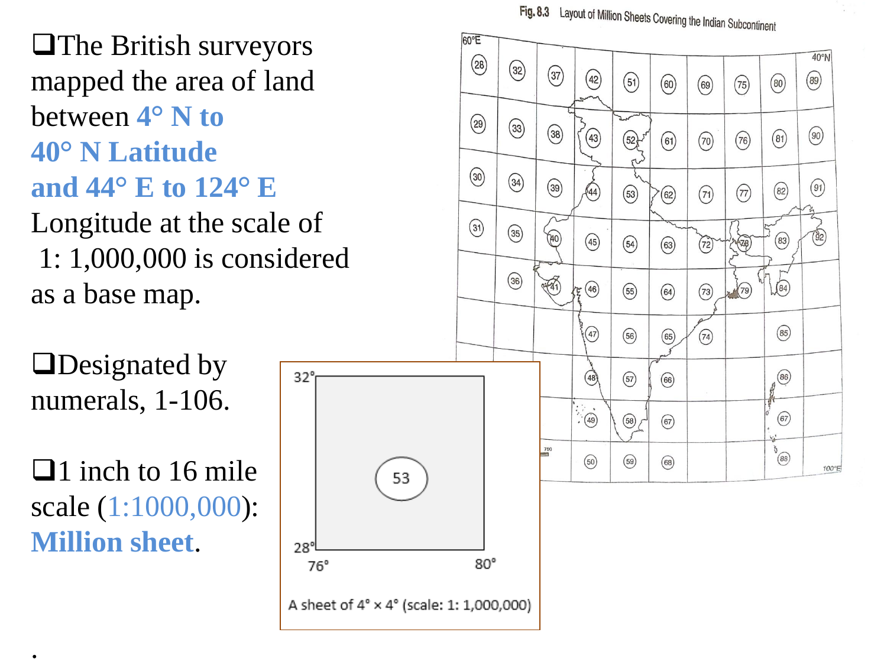- The British surveyors mapped the area of land between **4° N to 40° N Latitude and 44° E to 124° E** Longitude at the scale of 1: 1,000,000 is considered as a base map.

- Designated by numerals, 1-106.

- 1 inch to 16 mile scale (1:1000,000): **Million sheet**.

Fig. 8.3 Layout of Million Sheets Covering the Indian Subcontinent

A sheet of 4° × 4° (scale: 1: 1,000,000)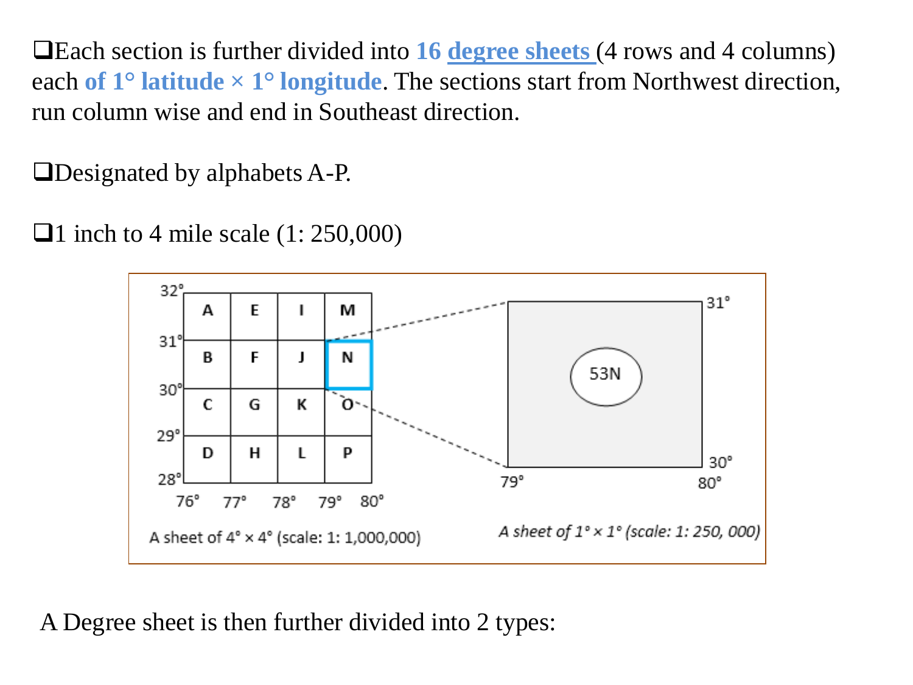- Each section is further divided into **16 degree sheets** (4 rows and 4 columns) each **of 1° latitude × 1° longitude**. The sections start from Northwest direction, run column wise and end in Southeast direction.

- Designated by alphabets A-P.

- 1 inch to 4 mile scale (1: 250,000)

| | 76°–77° | 77°–78° | 78°–79° | 79°–80° |
|---|---|---|---|---|
| 32°–31° | A | E | I | M |
| 31°–30° | B | F | J | N |
| 30°–29° | C | G | K | O |
| 29°–28° | D | H | L | P |

A sheet of 4° × 4° (scale: 1: 1,000,000)

53N (79°–80°, 30°–31°)

*A sheet of 1° × 1° (scale: 1: 250, 000)*

A Degree sheet is then further divided into 2 types: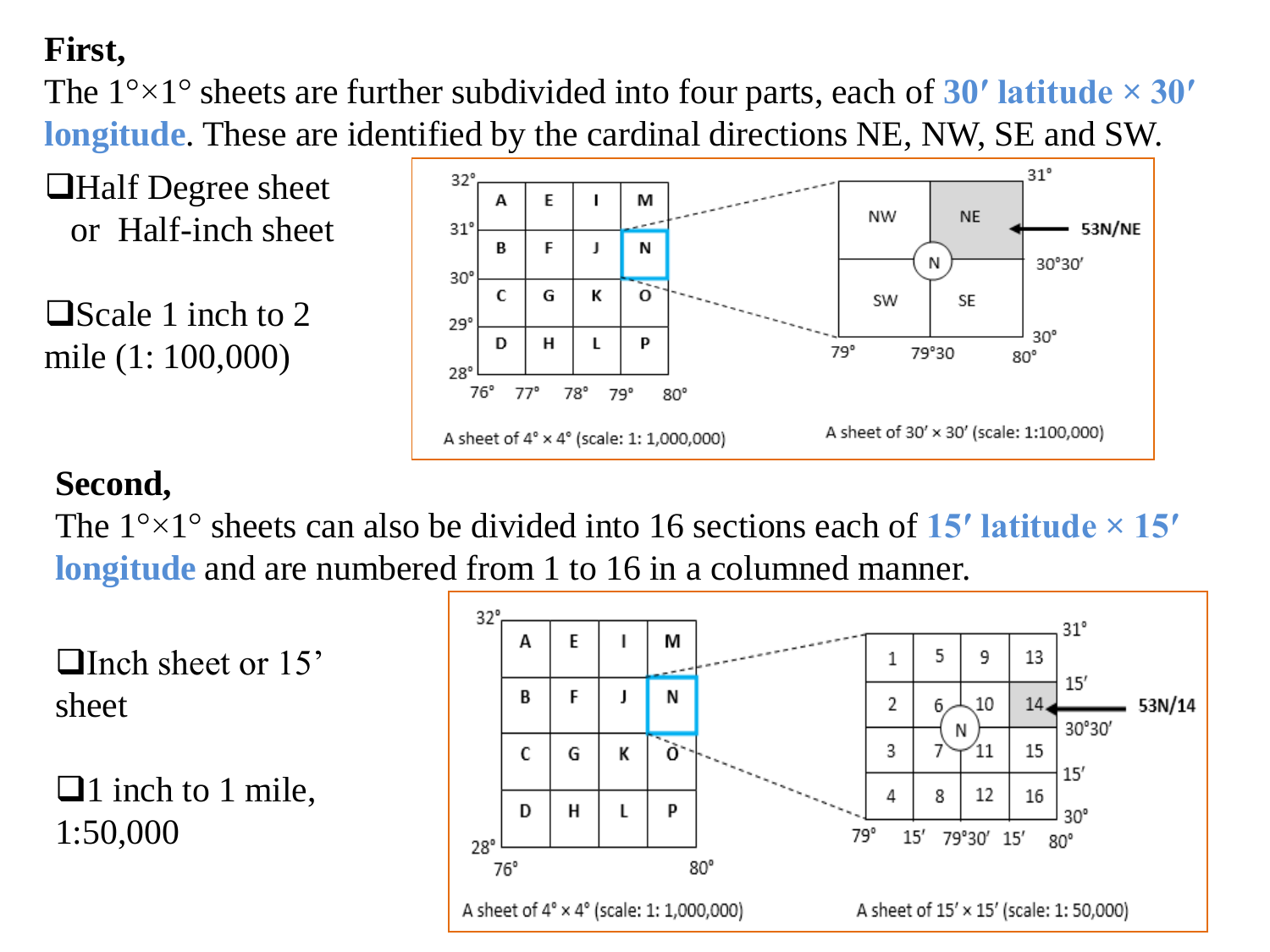**First,**

The 1°×1° sheets are further subdivided into four parts, each of **30′ latitude × 30′ longitude**. These are identified by the cardinal directions NE, NW, SE and SW.

- Half Degree sheet or Half-inch sheet
- Scale 1 inch to 2 mile (1: 100,000)

**Second,**

The 1°×1° sheets can also be divided into 16 sections each of **15′ latitude × 15′ longitude** and are numbered from 1 to 16 in a columned manner.

- Inch sheet or 15' sheet
- 1 inch to 1 mile, 1:50,000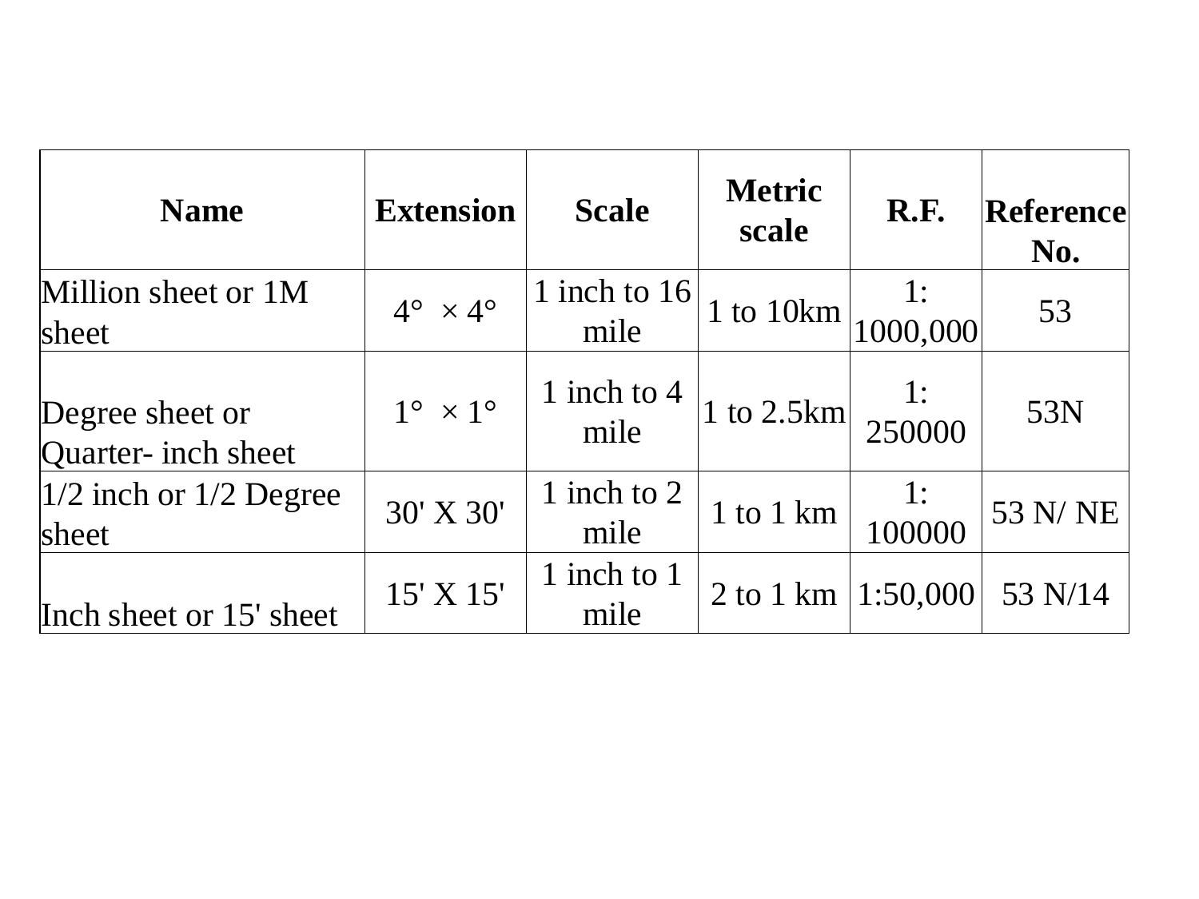| Name | Extension | Scale | Metric scale | R.F. | Reference No. |
|---|---|---|---|---|---|
| Million sheet or 1M sheet | 4° × 4° | 1 inch to 16 mile | 1 to 10km | 1: 1000,000 | 53 |
| Degree sheet or Quarter- inch sheet | 1° × 1° | 1 inch to 4 mile | 1 to 2.5km | 1: 250000 | 53N |
| 1/2 inch or 1/2 Degree sheet | 30' X 30' | 1 inch to 2 mile | 1 to 1 km | 1: 100000 | 53 N/ NE |
| Inch sheet or 15' sheet | 15' X 15' | 1 inch to 1 mile | 2 to 1 km | 1:50,000 | 53 N/14 |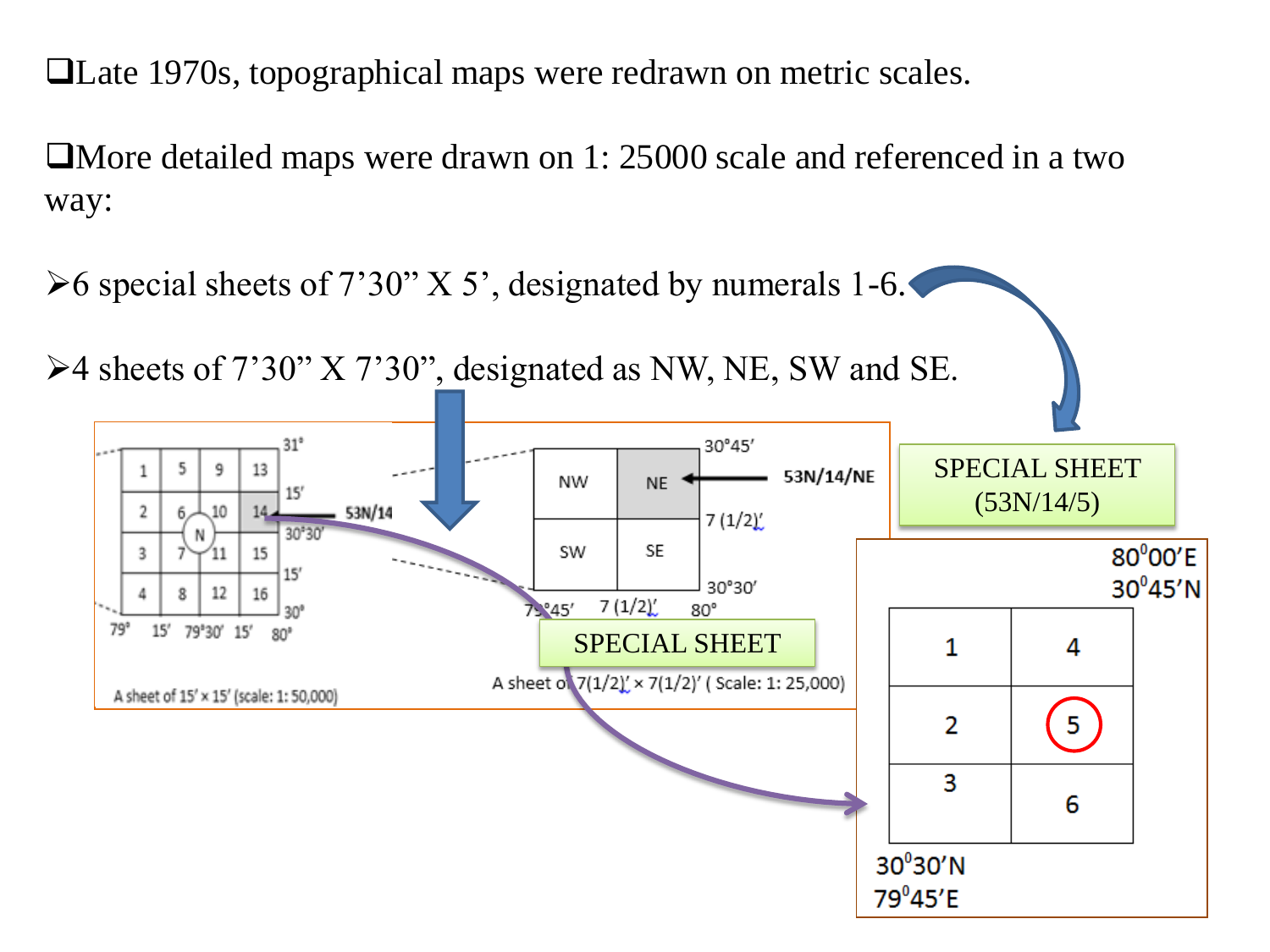- Late 1970s, topographical maps were redrawn on metric scales.

- More detailed maps were drawn on 1: 25000 scale and referenced in a two way:

  - 6 special sheets of 7’30” X 5’, designated by numerals 1-6.
  - 4 sheets of 7’30” X 7’30”, designated as NW, NE, SW and SE.

A sheet of 15′ × 15′ (scale: 1: 50,000)

53N/14

1 5 9 13
2 6 10 14
3 7 11 15
4 8 12 16

N

31°
15′
30°30′
15′
30°

79° 15′ 79°30′ 15′ 80°

A sheet of 7(1/2)′ × 7(1/2)′ ( Scale: 1: 25,000)

NW NE
SW SE

53N/14/NE

30°45′
7 (1/2)′
30°30′
79°45′ 7 (1/2)′ 80°

SPECIAL SHEET

SPECIAL SHEET (53N/14/5)

80°00′E
30°45′N

1 4
2 5
3 6

30°30′N
79°45′E